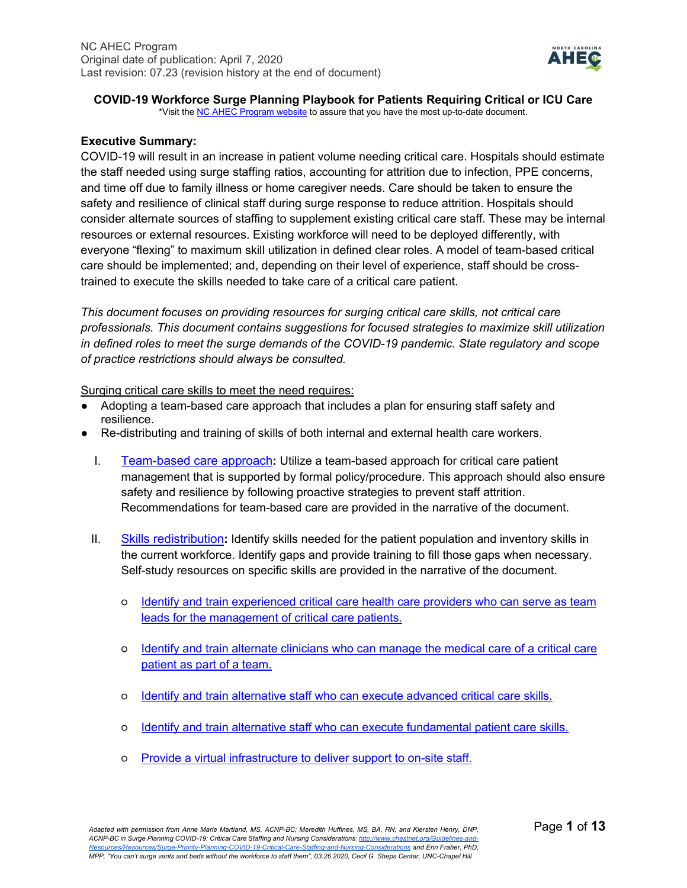NC AHEC Program
Original date of publication: April 7, 2020
Last revision: 07.23 (revision history at the end of document)

**COVID-19 Workforce Surge Planning Playbook for Patients Requiring Critical or ICU Care**

*Visit the NC AHEC Program website to assure that you have the most up-to-date document.

**Executive Summary:**

COVID-19 will result in an increase in patient volume needing critical care. Hospitals should estimate the staff needed using surge staffing ratios, accounting for attrition due to infection, PPE concerns, and time off due to family illness or home caregiver needs. Care should be taken to ensure the safety and resilience of clinical staff during surge response to reduce attrition. Hospitals should consider alternate sources of staffing to supplement existing critical care staff. These may be internal resources or external resources. Existing workforce will need to be deployed differently, with everyone "flexing" to maximum skill utilization in defined clear roles. A model of team-based critical care should be implemented; and, depending on their level of experience, staff should be cross-trained to execute the skills needed to take care of a critical care patient.

*This document focuses on providing resources for surging critical care skills, not critical care professionals. This document contains suggestions for focused strategies to maximize skill utilization in defined roles to meet the surge demands of the COVID-19 pandemic. State regulatory and scope of practice restrictions should always be consulted.*

Surging critical care skills to meet the need requires:

- Adopting a team-based care approach that includes a plan for ensuring staff safety and resilience.
- Re-distributing and training of skills of both internal and external health care workers.

I. Team-based care approach**:** Utilize a team-based approach for critical care patient management that is supported by formal policy/procedure. This approach should also ensure safety and resilience by following proactive strategies to prevent staff attrition. Recommendations for team-based care are provided in the narrative of the document.

II. Skills redistribution**:** Identify skills needed for the patient population and inventory skills in the current workforce. Identify gaps and provide training to fill those gaps when necessary. Self-study resources on specific skills are provided in the narrative of the document.

   - Identify and train experienced critical care health care providers who can serve as team leads for the management of critical care patients.
   - Identify and train alternate clinicians who can manage the medical care of a critical care patient as part of a team.
   - Identify and train alternative staff who can execute advanced critical care skills.
   - Identify and train alternative staff who can execute fundamental patient care skills.
   - Provide a virtual infrastructure to deliver support to on-site staff.

*Adapted with permission from Anne Marie Martland, MS, ACNP-BC; Meredith Huffines, MS, BA, RN; and Kiersten Henry, DNP, ACNP-BC in Surge Planning COVID-19: Critical Care Staffing and Nursing Considerations: http://www.chestnet.org/Guidelines-and-Resources/Resources/Surge-Priority-Planning-COVID-19-Critical-Care-Staffing-and-Nursing-Considerations and Erin Fraher, PhD, MPP, "You can't surge vents and beds without the workforce to staff them", 03.26.2020, Cecil G. Sheps Center, UNC-Chapel Hill*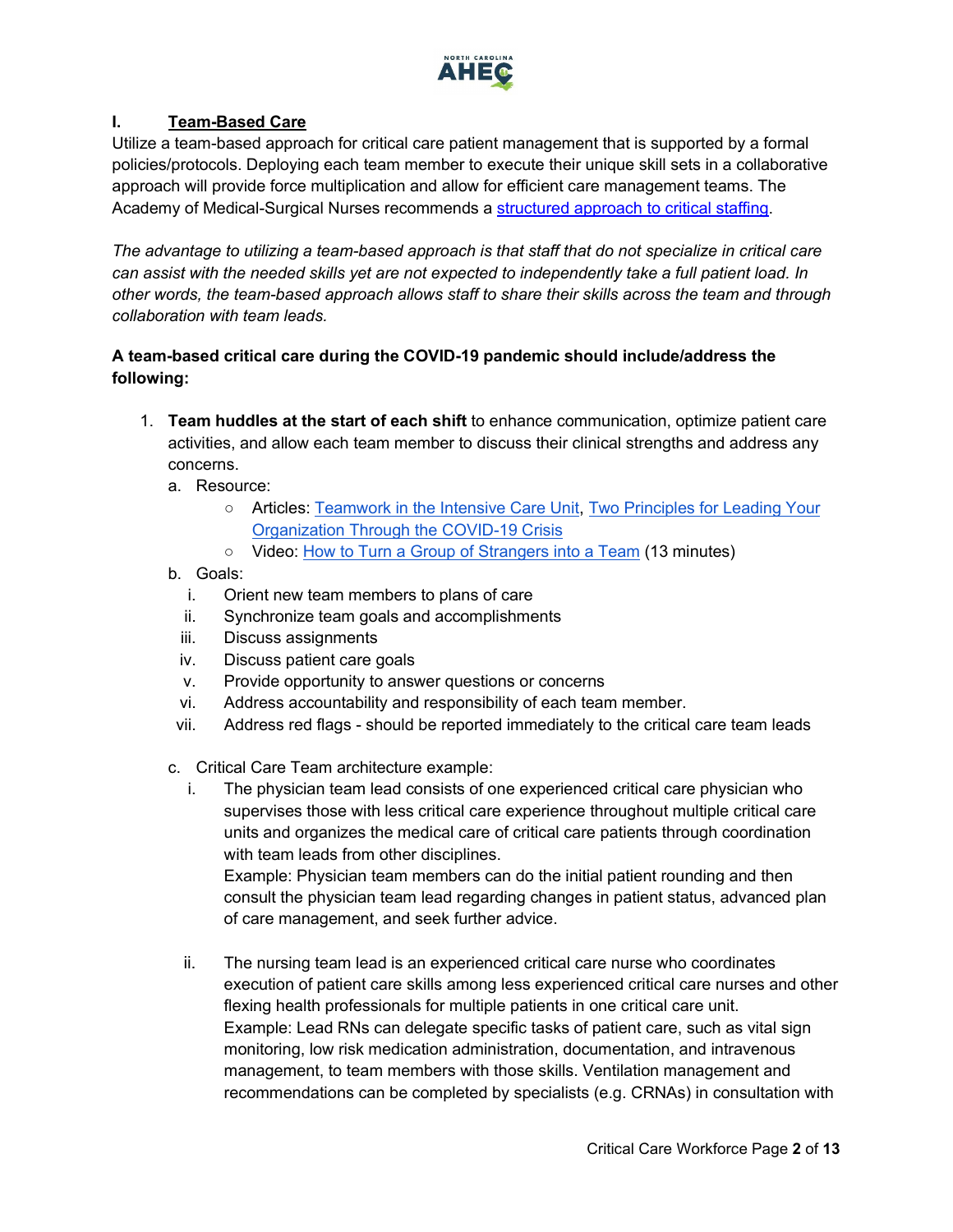## I. Team-Based Care

Utilize a team-based approach for critical care patient management that is supported by a formal policies/protocols. Deploying each team member to execute their unique skill sets in a collaborative approach will provide force multiplication and allow for efficient care management teams. The Academy of Medical-Surgical Nurses recommends a [structured approach to critical staffing](#).

*The advantage to utilizing a team-based approach is that staff that do not specialize in critical care can assist with the needed skills yet are not expected to independently take a full patient load. In other words, the team-based approach allows staff to share their skills across the team and through collaboration with team leads.*

**A team-based critical care during the COVID-19 pandemic should include/address the following:**

1. **Team huddles at the start of each shift** to enhance communication, optimize patient care activities, and allow each team member to discuss their clinical strengths and address any concerns.
   a. Resource:
      - Articles: [Teamwork in the Intensive Care Unit](#), [Two Principles for Leading Your Organization Through the COVID-19 Crisis](#)
      - Video: [How to Turn a Group of Strangers into a Team](#) (13 minutes)

   b. Goals:
      i. Orient new team members to plans of care
      ii. Synchronize team goals and accomplishments
      iii. Discuss assignments
      iv. Discuss patient care goals
      v. Provide opportunity to answer questions or concerns
      vi. Address accountability and responsibility of each team member.
      vii. Address red flags - should be reported immediately to the critical care team leads

   c. Critical Care Team architecture example:
      i. The physician team lead consists of one experienced critical care physician who supervises those with less critical care experience throughout multiple critical care units and organizes the medical care of critical care patients through coordination with team leads from other disciplines.
      Example: Physician team members can do the initial patient rounding and then consult the physician team lead regarding changes in patient status, advanced plan of care management, and seek further advice.

      ii. The nursing team lead is an experienced critical care nurse who coordinates execution of patient care skills among less experienced critical care nurses and other flexing health professionals for multiple patients in one critical care unit.
      Example: Lead RNs can delegate specific tasks of patient care, such as vital sign monitoring, low risk medication administration, documentation, and intravenous management, to team members with those skills. Ventilation management and recommendations can be completed by specialists (e.g. CRNAs) in consultation with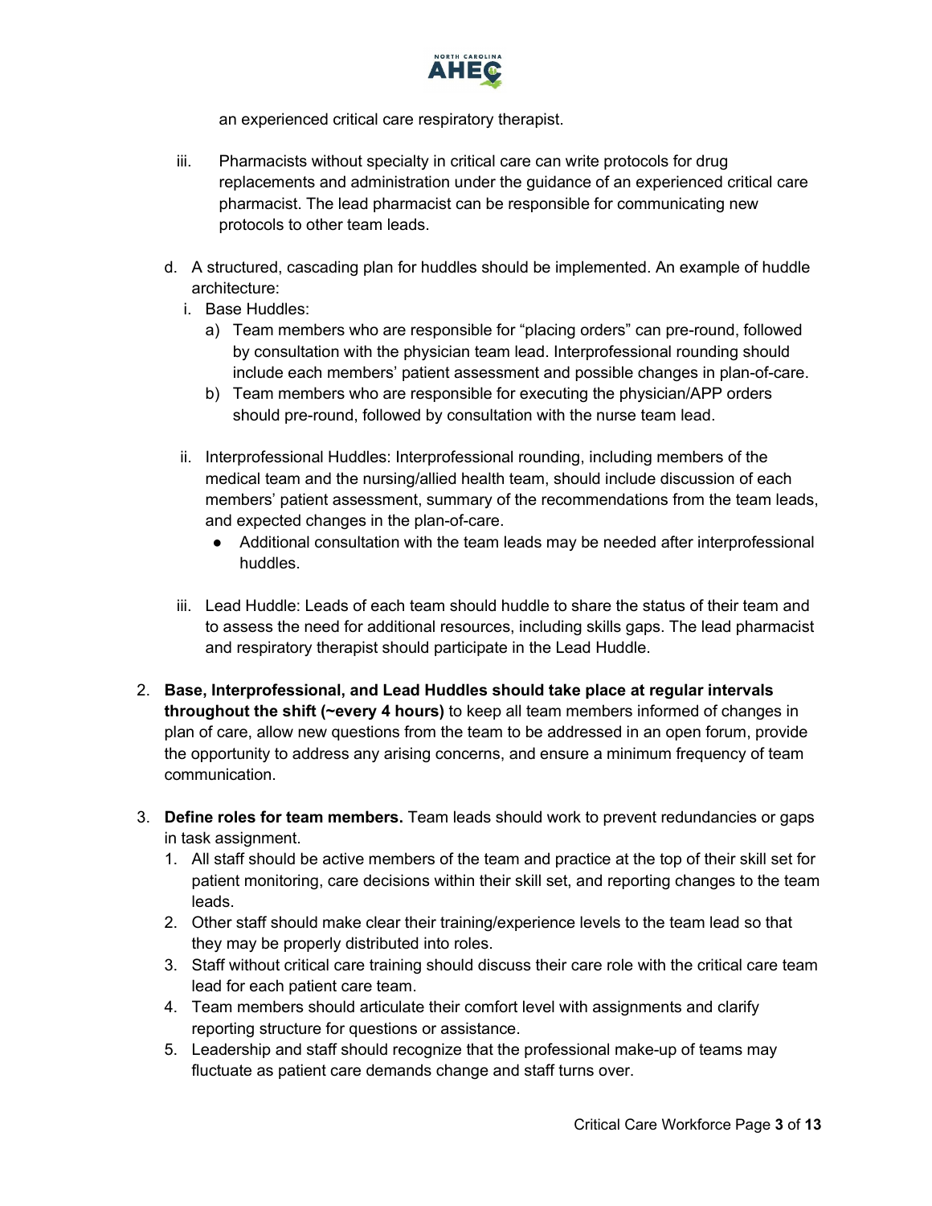an experienced critical care respiratory therapist.

iii. Pharmacists without specialty in critical care can write protocols for drug replacements and administration under the guidance of an experienced critical care pharmacist. The lead pharmacist can be responsible for communicating new protocols to other team leads.

d. A structured, cascading plan for huddles should be implemented. An example of huddle architecture:

   i. Base Huddles:

      a) Team members who are responsible for "placing orders" can pre-round, followed by consultation with the physician team lead. Interprofessional rounding should include each members' patient assessment and possible changes in plan-of-care.

      b) Team members who are responsible for executing the physician/APP orders should pre-round, followed by consultation with the nurse team lead.

   ii. Interprofessional Huddles: Interprofessional rounding, including members of the medical team and the nursing/allied health team, should include discussion of each members' patient assessment, summary of the recommendations from the team leads, and expected changes in the plan-of-care.

      - Additional consultation with the team leads may be needed after interprofessional huddles.

   iii. Lead Huddle: Leads of each team should huddle to share the status of their team and to assess the need for additional resources, including skills gaps. The lead pharmacist and respiratory therapist should participate in the Lead Huddle.

2. **Base, Interprofessional, and Lead Huddles should take place at regular intervals throughout the shift (~every 4 hours)** to keep all team members informed of changes in plan of care, allow new questions from the team to be addressed in an open forum, provide the opportunity to address any arising concerns, and ensure a minimum frequency of team communication.

3. **Define roles for team members.** Team leads should work to prevent redundancies or gaps in task assignment.

   1. All staff should be active members of the team and practice at the top of their skill set for patient monitoring, care decisions within their skill set, and reporting changes to the team leads.
   2. Other staff should make clear their training/experience levels to the team lead so that they may be properly distributed into roles.
   3. Staff without critical care training should discuss their care role with the critical care team lead for each patient care team.
   4. Team members should articulate their comfort level with assignments and clarify reporting structure for questions or assistance.
   5. Leadership and staff should recognize that the professional make-up of teams may fluctuate as patient care demands change and staff turns over.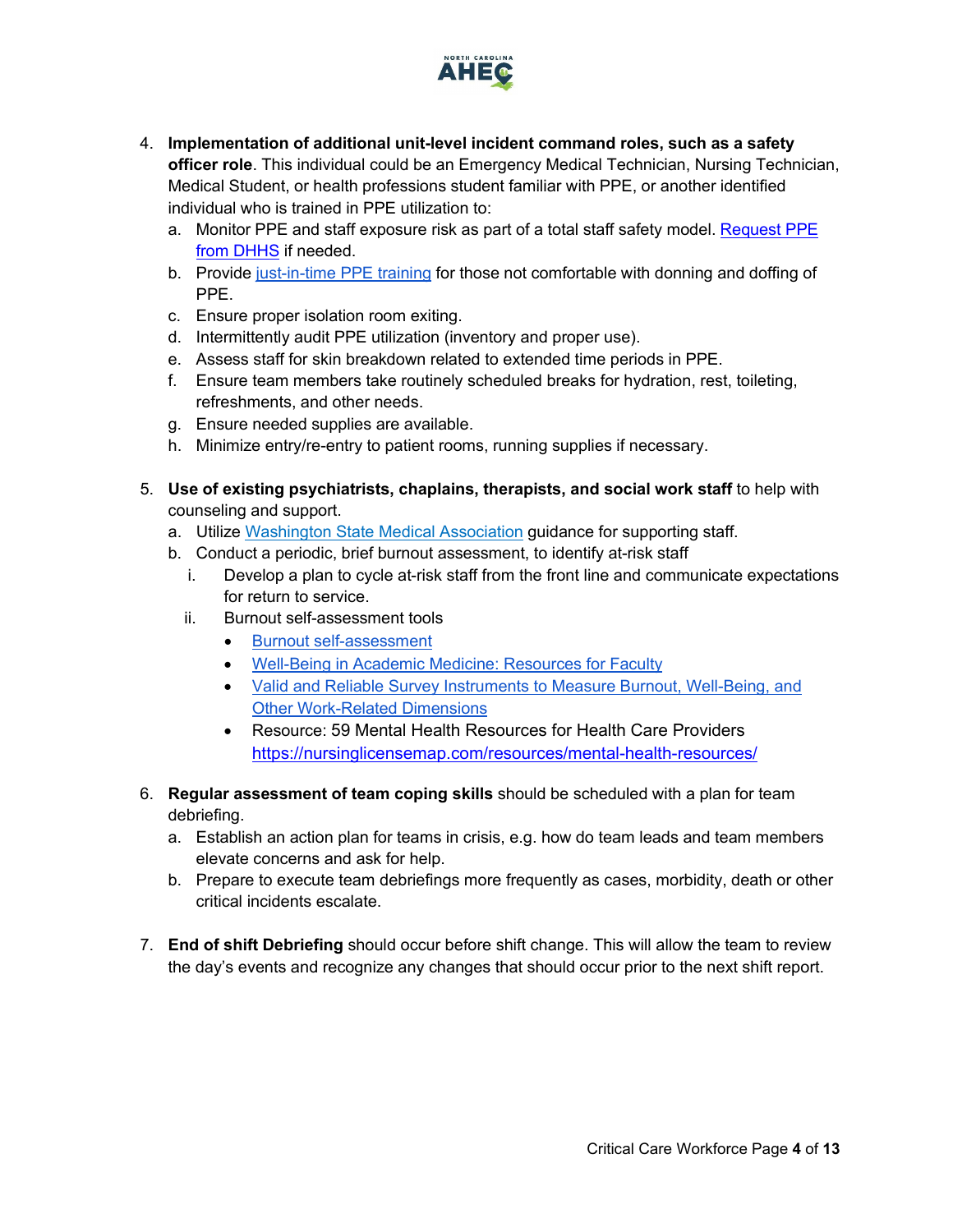4. **Implementation of additional unit-level incident command roles, such as a safety officer role**. This individual could be an Emergency Medical Technician, Nursing Technician, Medical Student, or health professions student familiar with PPE, or another identified individual who is trained in PPE utilization to:
   a. Monitor PPE and staff exposure risk as part of a total staff safety model. Request PPE from DHHS if needed.
   b. Provide just-in-time PPE training for those not comfortable with donning and doffing of PPE.
   c. Ensure proper isolation room exiting.
   d. Intermittently audit PPE utilization (inventory and proper use).
   e. Assess staff for skin breakdown related to extended time periods in PPE.
   f. Ensure team members take routinely scheduled breaks for hydration, rest, toileting, refreshments, and other needs.
   g. Ensure needed supplies are available.
   h. Minimize entry/re-entry to patient rooms, running supplies if necessary.

5. **Use of existing psychiatrists, chaplains, therapists, and social work staff** to help with counseling and support.
   a. Utilize Washington State Medical Association guidance for supporting staff.
   b. Conduct a periodic, brief burnout assessment, to identify at-risk staff
      i. Develop a plan to cycle at-risk staff from the front line and communicate expectations for return to service.
      ii. Burnout self-assessment tools
         - Burnout self-assessment
         - Well-Being in Academic Medicine: Resources for Faculty
         - Valid and Reliable Survey Instruments to Measure Burnout, Well-Being, and Other Work-Related Dimensions
         - Resource: 59 Mental Health Resources for Health Care Providers https://nursinglicensemap.com/resources/mental-health-resources/

6. **Regular assessment of team coping skills** should be scheduled with a plan for team debriefing.
   a. Establish an action plan for teams in crisis, e.g. how do team leads and team members elevate concerns and ask for help.
   b. Prepare to execute team debriefings more frequently as cases, morbidity, death or other critical incidents escalate.

7. **End of shift Debriefing** should occur before shift change. This will allow the team to review the day's events and recognize any changes that should occur prior to the next shift report.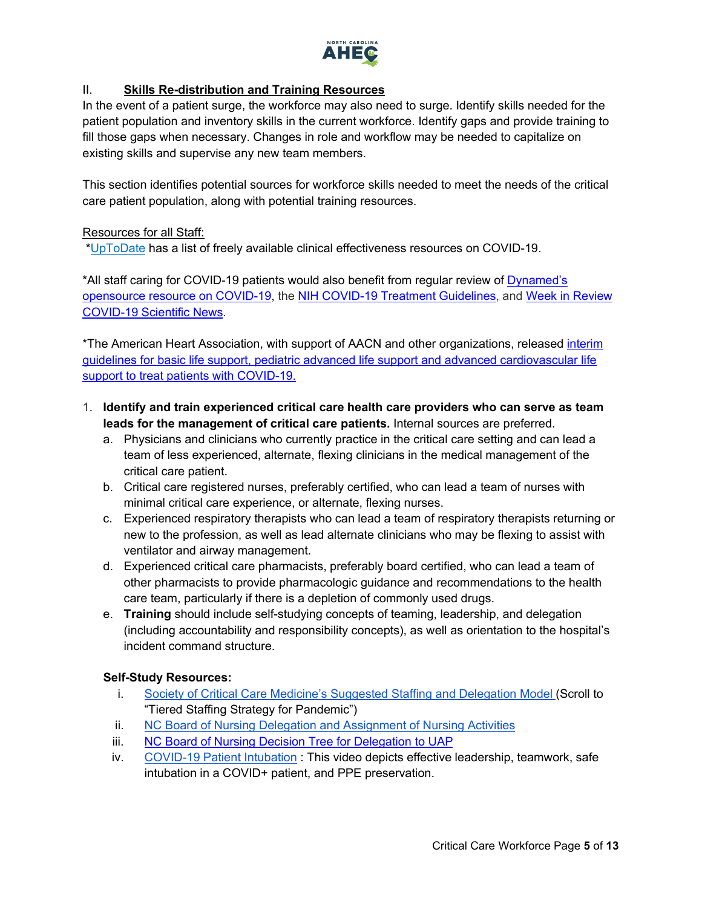## II. Skills Re-distribution and Training Resources

In the event of a patient surge, the workforce may also need to surge. Identify skills needed for the patient population and inventory skills in the current workforce. Identify gaps and provide training to fill those gaps when necessary. Changes in role and workflow may be needed to capitalize on existing skills and supervise any new team members.

This section identifies potential sources for workforce skills needed to meet the needs of the critical care patient population, along with potential training resources.

Resources for all Staff:

*UpToDate has a list of freely available clinical effectiveness resources on COVID-19.

*All staff caring for COVID-19 patients would also benefit from regular review of Dynamed's opensource resource on COVID-19, the NIH COVID-19 Treatment Guidelines, and Week in Review COVID-19 Scientific News.

*The American Heart Association, with support of AACN and other organizations, released interim guidelines for basic life support, pediatric advanced life support and advanced cardiovascular life support to treat patients with COVID-19.

1. **Identify and train experienced critical care health care providers who can serve as team leads for the management of critical care patients.** Internal sources are preferred.
   a. Physicians and clinicians who currently practice in the critical care setting and can lead a team of less experienced, alternate, flexing clinicians in the medical management of the critical care patient.
   b. Critical care registered nurses, preferably certified, who can lead a team of nurses with minimal critical care experience, or alternate, flexing nurses.
   c. Experienced respiratory therapists who can lead a team of respiratory therapists returning or new to the profession, as well as lead alternate clinicians who may be flexing to assist with ventilator and airway management.
   d. Experienced critical care pharmacists, preferably board certified, who can lead a team of other pharmacists to provide pharmacologic guidance and recommendations to the health care team, particularly if there is a depletion of commonly used drugs.
   e. **Training** should include self-studying concepts of teaming, leadership, and delegation (including accountability and responsibility concepts), as well as orientation to the hospital's incident command structure.

   **Self-Study Resources:**

   i. Society of Critical Care Medicine's Suggested Staffing and Delegation Model (Scroll to "Tiered Staffing Strategy for Pandemic")
   ii. NC Board of Nursing Delegation and Assignment of Nursing Activities
   iii. NC Board of Nursing Decision Tree for Delegation to UAP
   iv. COVID-19 Patient Intubation : This video depicts effective leadership, teamwork, safe intubation in a COVID+ patient, and PPE preservation.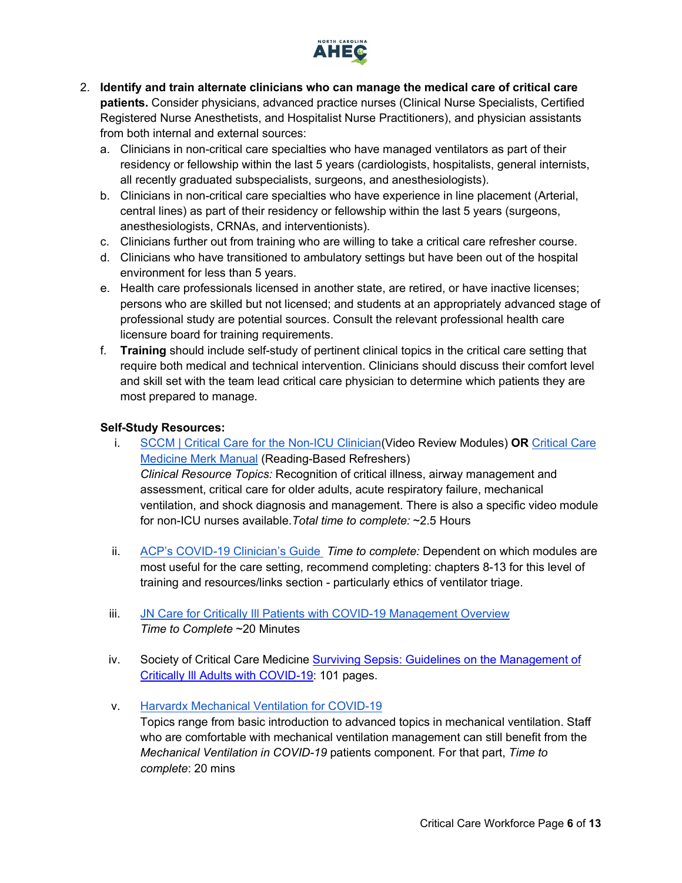2. **Identify and train alternate clinicians who can manage the medical care of critical care patients.** Consider physicians, advanced practice nurses (Clinical Nurse Specialists, Certified Registered Nurse Anesthetists, and Hospitalist Nurse Practitioners), and physician assistants from both internal and external sources:
   a. Clinicians in non-critical care specialties who have managed ventilators as part of their residency or fellowship within the last 5 years (cardiologists, hospitalists, general internists, all recently graduated subspecialists, surgeons, and anesthesiologists).
   b. Clinicians in non-critical care specialties who have experience in line placement (Arterial, central lines) as part of their residency or fellowship within the last 5 years (surgeons, anesthesiologists, CRNAs, and interventionists).
   c. Clinicians further out from training who are willing to take a critical care refresher course.
   d. Clinicians who have transitioned to ambulatory settings but have been out of the hospital environment for less than 5 years.
   e. Health care professionals licensed in another state, are retired, or have inactive licenses; persons who are skilled but not licensed; and students at an appropriately advanced stage of professional study are potential sources. Consult the relevant professional health care licensure board for training requirements.
   f. **Training** should include self-study of pertinent clinical topics in the critical care setting that require both medical and technical intervention. Clinicians should discuss their comfort level and skill set with the team lead critical care physician to determine which patients they are most prepared to manage.

   **Self-Study Resources:**

   i. SCCM | Critical Care for the Non-ICU Clinician(Video Review Modules) **OR** Critical Care Medicine Merk Manual (Reading-Based Refreshers)
   *Clinical Resource Topics:* Recognition of critical illness, airway management and assessment, critical care for older adults, acute respiratory failure, mechanical ventilation, and shock diagnosis and management. There is also a specific video module for non-ICU nurses available. *Total time to complete:* ~2.5 Hours

   ii. ACP's COVID-19 Clinician's Guide *Time to complete:* Dependent on which modules are most useful for the care setting, recommend completing: chapters 8-13 for this level of training and resources/links section - particularly ethics of ventilator triage.

   iii. JN Care for Critically Ill Patients with COVID-19 Management Overview
   *Time to Complete* ~20 Minutes

   iv. Society of Critical Care Medicine Surviving Sepsis: Guidelines on the Management of Critically Ill Adults with COVID-19: 101 pages.

   v. Harvardx Mechanical Ventilation for COVID-19
   Topics range from basic introduction to advanced topics in mechanical ventilation. Staff who are comfortable with mechanical ventilation management can still benefit from the *Mechanical Ventilation in COVID-19* patients component. For that part, *Time to complete*: 20 mins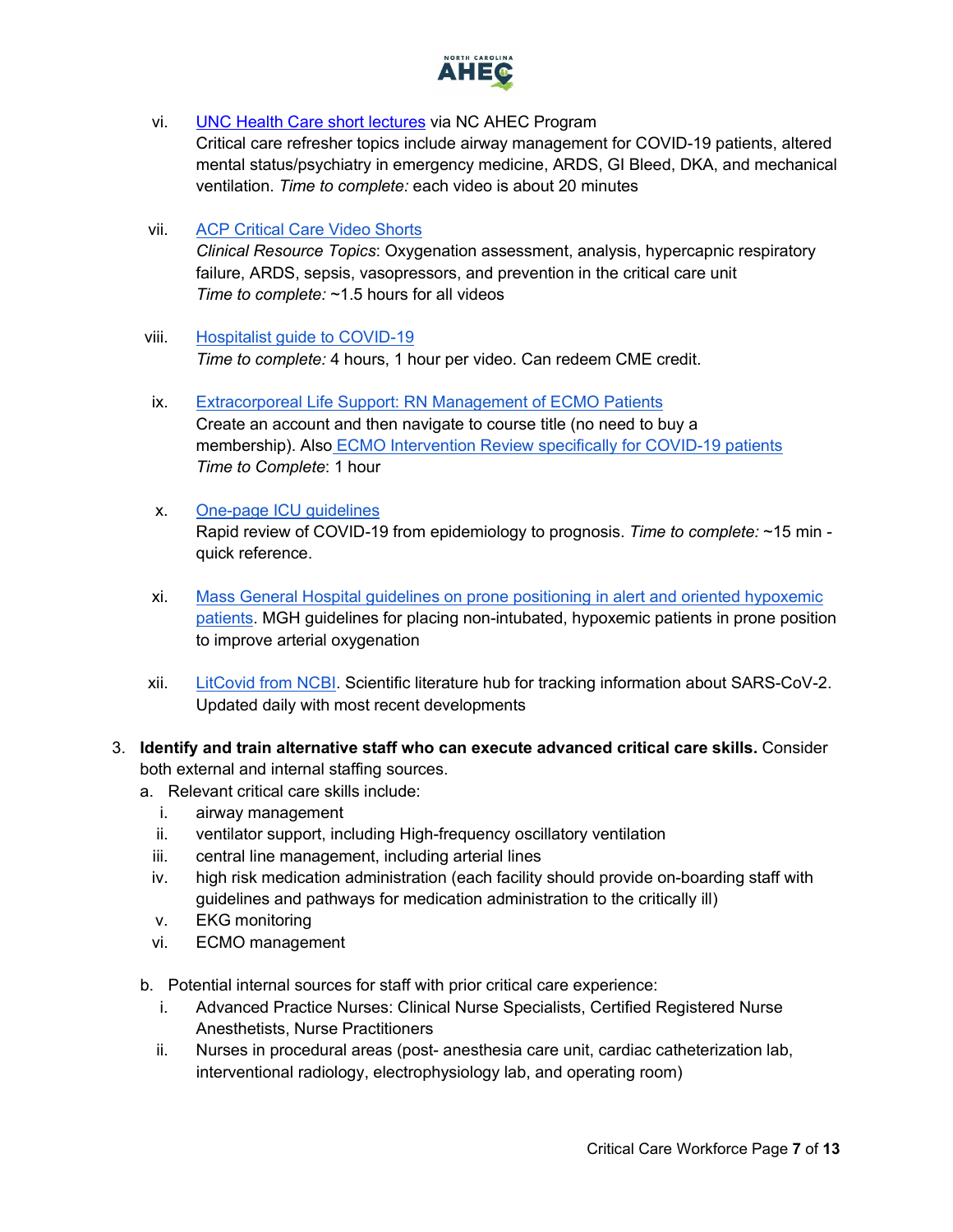vi. UNC Health Care short lectures via NC AHEC Program
Critical care refresher topics include airway management for COVID-19 patients, altered mental status/psychiatry in emergency medicine, ARDS, GI Bleed, DKA, and mechanical ventilation. *Time to complete:* each video is about 20 minutes

vii. ACP Critical Care Video Shorts
*Clinical Resource Topics*: Oxygenation assessment, analysis, hypercapnic respiratory failure, ARDS, sepsis, vasopressors, and prevention in the critical care unit
*Time to complete:* ~1.5 hours for all videos

viii. Hospitalist guide to COVID-19
*Time to complete:* 4 hours, 1 hour per video. Can redeem CME credit.

ix. Extracorporeal Life Support: RN Management of ECMO Patients
Create an account and then navigate to course title (no need to buy a membership). Also ECMO Intervention Review specifically for COVID-19 patients
*Time to Complete*: 1 hour

x. One-page ICU guidelines
Rapid review of COVID-19 from epidemiology to prognosis. *Time to complete:* ~15 min - quick reference.

xi. Mass General Hospital guidelines on prone positioning in alert and oriented hypoxemic patients. MGH guidelines for placing non-intubated, hypoxemic patients in prone position to improve arterial oxygenation

xii. LitCovid from NCBI. Scientific literature hub for tracking information about SARS-CoV-2. Updated daily with most recent developments

3. **Identify and train alternative staff who can execute advanced critical care skills.** Consider both external and internal staffing sources.
   a. Relevant critical care skills include:
      i. airway management
      ii. ventilator support, including High-frequency oscillatory ventilation
      iii. central line management, including arterial lines
      iv. high risk medication administration (each facility should provide on-boarding staff with guidelines and pathways for medication administration to the critically ill)
      v. EKG monitoring
      vi. ECMO management
   b. Potential internal sources for staff with prior critical care experience:
      i. Advanced Practice Nurses: Clinical Nurse Specialists, Certified Registered Nurse Anesthetists, Nurse Practitioners
      ii. Nurses in procedural areas (post- anesthesia care unit, cardiac catheterization lab, interventional radiology, electrophysiology lab, and operating room)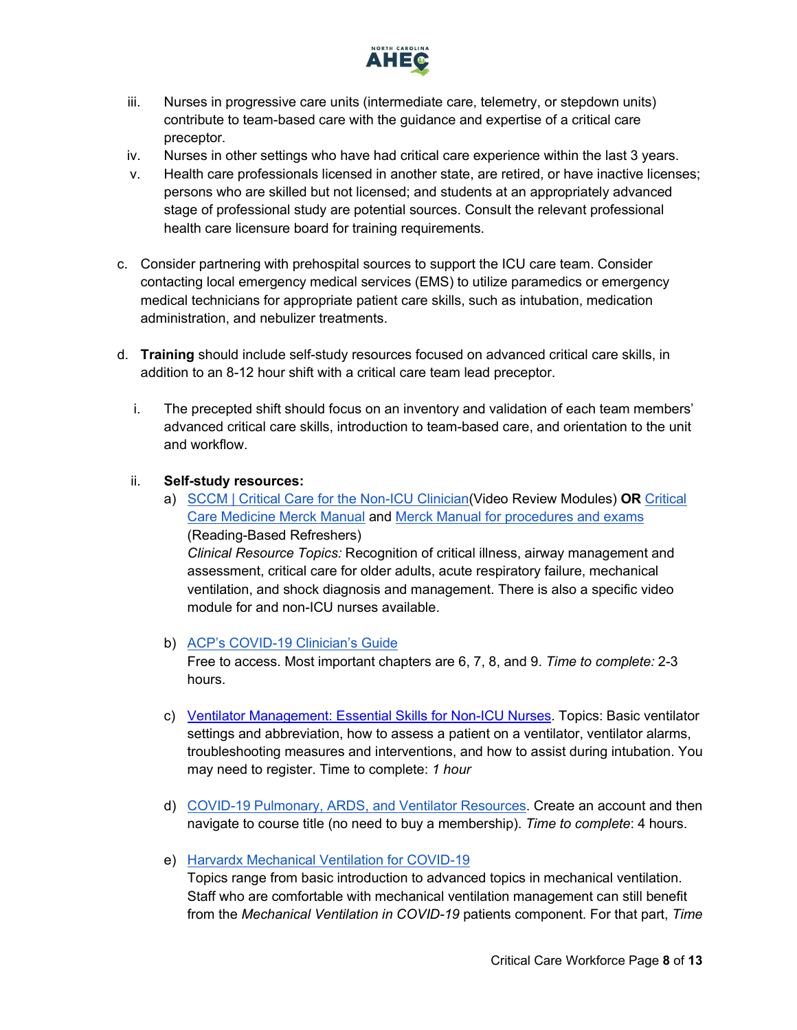iii. Nurses in progressive care units (intermediate care, telemetry, or stepdown units) contribute to team-based care with the guidance and expertise of a critical care preceptor.

iv. Nurses in other settings who have had critical care experience within the last 3 years.

v. Health care professionals licensed in another state, are retired, or have inactive licenses; persons who are skilled but not licensed; and students at an appropriately advanced stage of professional study are potential sources. Consult the relevant professional health care licensure board for training requirements.

c. Consider partnering with prehospital sources to support the ICU care team. Consider contacting local emergency medical services (EMS) to utilize paramedics or emergency medical technicians for appropriate patient care skills, such as intubation, medication administration, and nebulizer treatments.

d. **Training** should include self-study resources focused on advanced critical care skills, in addition to an 8-12 hour shift with a critical care team lead preceptor.

i. The precepted shift should focus on an inventory and validation of each team members' advanced critical care skills, introduction to team-based care, and orientation to the unit and workflow.

ii. **Self-study resources:**

a) SCCM | Critical Care for the Non-ICU Clinician(Video Review Modules) **OR** Critical Care Medicine Merck Manual and Merck Manual for procedures and exams (Reading-Based Refreshers)
*Clinical Resource Topics:* Recognition of critical illness, airway management and assessment, critical care for older adults, acute respiratory failure, mechanical ventilation, and shock diagnosis and management. There is also a specific video module for and non-ICU nurses available.

b) ACP's COVID-19 Clinician's Guide
Free to access. Most important chapters are 6, 7, 8, and 9. *Time to complete:* 2-3 hours.

c) Ventilator Management: Essential Skills for Non-ICU Nurses. Topics: Basic ventilator settings and abbreviation, how to assess a patient on a ventilator, ventilator alarms, troubleshooting measures and interventions, and how to assist during intubation. You may need to register. Time to complete: *1 hour*

d) COVID-19 Pulmonary, ARDS, and Ventilator Resources. Create an account and then navigate to course title (no need to buy a membership). *Time to complete*: 4 hours.

e) Harvardx Mechanical Ventilation for COVID-19
Topics range from basic introduction to advanced topics in mechanical ventilation. Staff who are comfortable with mechanical ventilation management can still benefit from the *Mechanical Ventilation in COVID-19* patients component. For that part, *Time*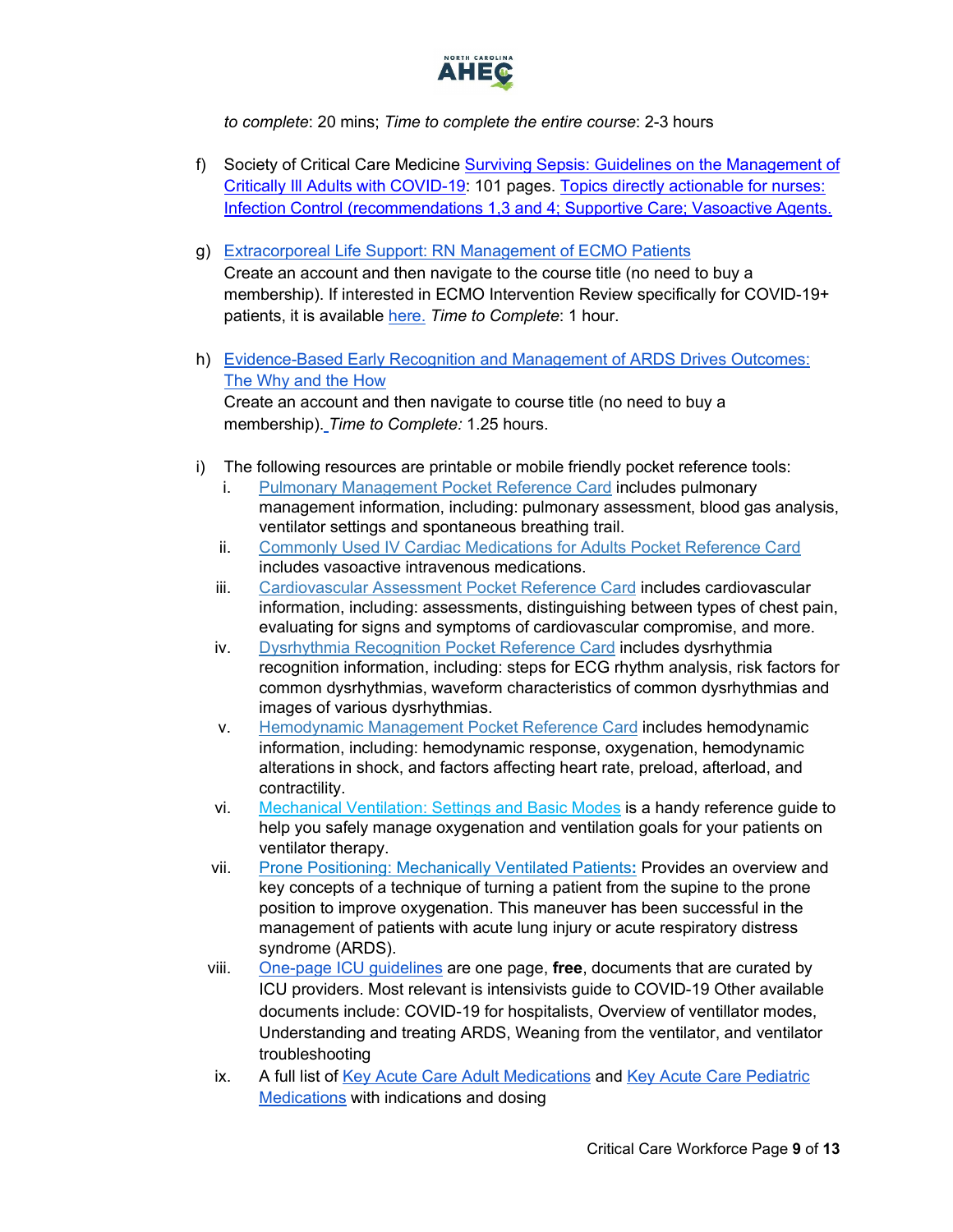*to complete*: 20 mins; *Time to complete the entire course*: 2-3 hours

f) Society of Critical Care Medicine Surviving Sepsis: Guidelines on the Management of Critically Ill Adults with COVID-19: 101 pages. Topics directly actionable for nurses: Infection Control (recommendations 1,3 and 4; Supportive Care; Vasoactive Agents.

g) Extracorporeal Life Support: RN Management of ECMO Patients
Create an account and then navigate to the course title (no need to buy a membership). If interested in ECMO Intervention Review specifically for COVID-19+ patients, it is available here. *Time to Complete*: 1 hour.

h) Evidence-Based Early Recognition and Management of ARDS Drives Outcomes: The Why and the How
Create an account and then navigate to course title (no need to buy a membership). *Time to Complete:* 1.25 hours.

i) The following resources are printable or mobile friendly pocket reference tools:
   i. Pulmonary Management Pocket Reference Card includes pulmonary management information, including: pulmonary assessment, blood gas analysis, ventilator settings and spontaneous breathing trail.
   ii. Commonly Used IV Cardiac Medications for Adults Pocket Reference Card includes vasoactive intravenous medications.
   iii. Cardiovascular Assessment Pocket Reference Card includes cardiovascular information, including: assessments, distinguishing between types of chest pain, evaluating for signs and symptoms of cardiovascular compromise, and more.
   iv. Dysrhythmia Recognition Pocket Reference Card includes dysrhythmia recognition information, including: steps for ECG rhythm analysis, risk factors for common dysrhythmias, waveform characteristics of common dysrhythmias and images of various dysrhythmias.
   v. Hemodynamic Management Pocket Reference Card includes hemodynamic information, including: hemodynamic response, oxygenation, hemodynamic alterations in shock, and factors affecting heart rate, preload, afterload, and contractility.
   vi. Mechanical Ventilation: Settings and Basic Modes is a handy reference guide to help you safely manage oxygenation and ventilation goals for your patients on ventilator therapy.
   vii. Prone Positioning: Mechanically Ventilated Patients**:** Provides an overview and key concepts of a technique of turning a patient from the supine to the prone position to improve oxygenation. This maneuver has been successful in the management of patients with acute lung injury or acute respiratory distress syndrome (ARDS).
   viii. One-page ICU guidelines are one page, **free**, documents that are curated by ICU providers. Most relevant is intensivists guide to COVID-19 Other available documents include: COVID-19 for hospitalists, Overview of ventillator modes, Understanding and treating ARDS, Weaning from the ventilator, and ventilator troubleshooting
   ix. A full list of Key Acute Care Adult Medications and Key Acute Care Pediatric Medications with indications and dosing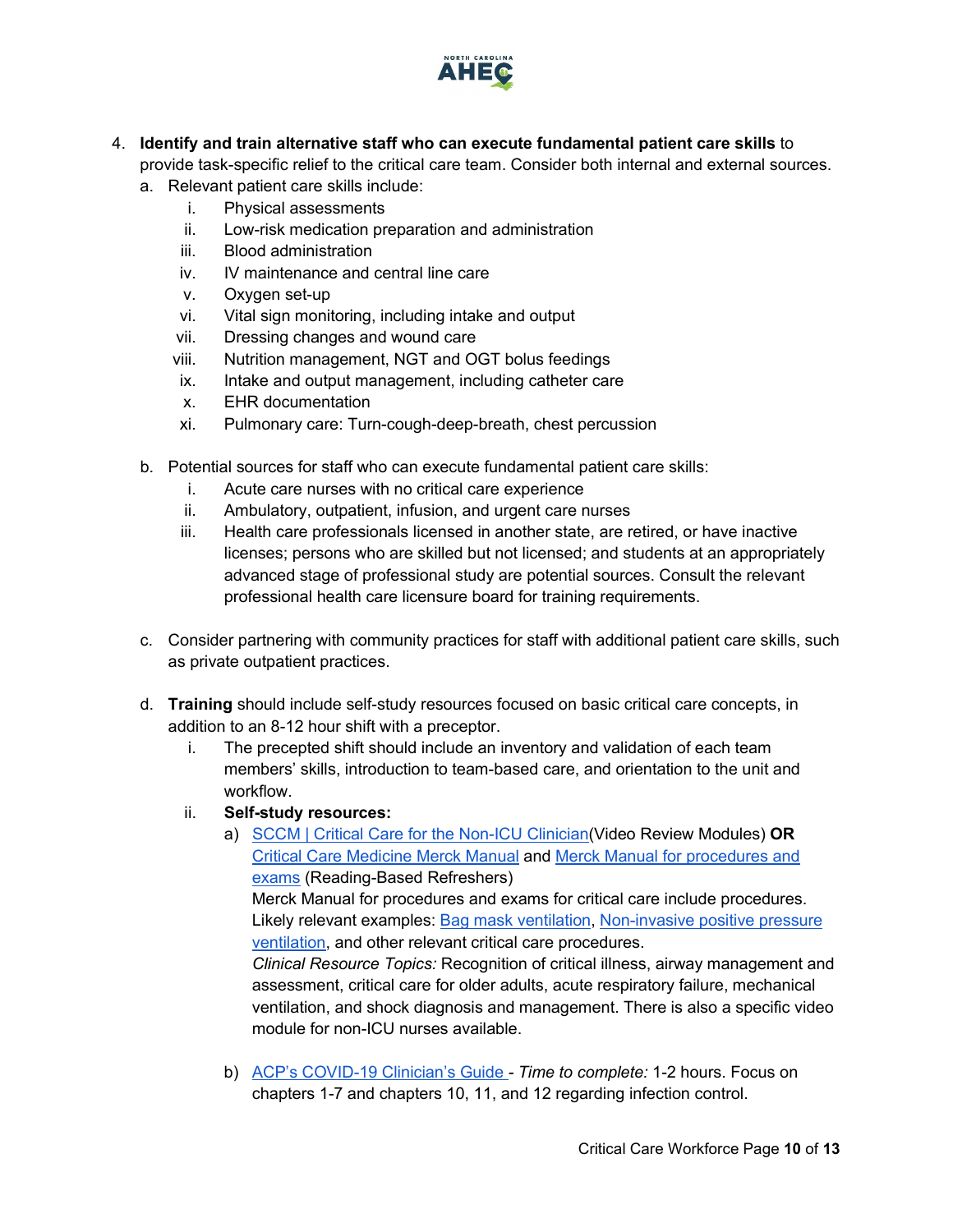4. **Identify and train alternative staff who can execute fundamental patient care skills** to provide task-specific relief to the critical care team. Consider both internal and external sources.
   a. Relevant patient care skills include:
      i. Physical assessments
      ii. Low-risk medication preparation and administration
      iii. Blood administration
      iv. IV maintenance and central line care
      v. Oxygen set-up
      vi. Vital sign monitoring, including intake and output
      vii. Dressing changes and wound care
      viii. Nutrition management, NGT and OGT bolus feedings
      ix. Intake and output management, including catheter care
      x. EHR documentation
      xi. Pulmonary care: Turn-cough-deep-breath, chest percussion

   b. Potential sources for staff who can execute fundamental patient care skills:
      i. Acute care nurses with no critical care experience
      ii. Ambulatory, outpatient, infusion, and urgent care nurses
      iii. Health care professionals licensed in another state, are retired, or have inactive licenses; persons who are skilled but not licensed; and students at an appropriately advanced stage of professional study are potential sources. Consult the relevant professional health care licensure board for training requirements.

   c. Consider partnering with community practices for staff with additional patient care skills, such as private outpatient practices.

   d. **Training** should include self-study resources focused on basic critical care concepts, in addition to an 8-12 hour shift with a preceptor.
      i. The precepted shift should include an inventory and validation of each team members' skills, introduction to team-based care, and orientation to the unit and workflow.
      ii. **Self-study resources:**
         a) SCCM | Critical Care for the Non-ICU Clinician(Video Review Modules) **OR** Critical Care Medicine Merck Manual and Merck Manual for procedures and exams (Reading-Based Refreshers)
         Merck Manual for procedures and exams for critical care include procedures. Likely relevant examples: Bag mask ventilation, Non-invasive positive pressure ventilation, and other relevant critical care procedures.
         *Clinical Resource Topics:* Recognition of critical illness, airway management and assessment, critical care for older adults, acute respiratory failure, mechanical ventilation, and shock diagnosis and management. There is also a specific video module for non-ICU nurses available.

         b) ACP's COVID-19 Clinician's Guide - *Time to complete:* 1-2 hours. Focus on chapters 1-7 and chapters 10, 11, and 12 regarding infection control.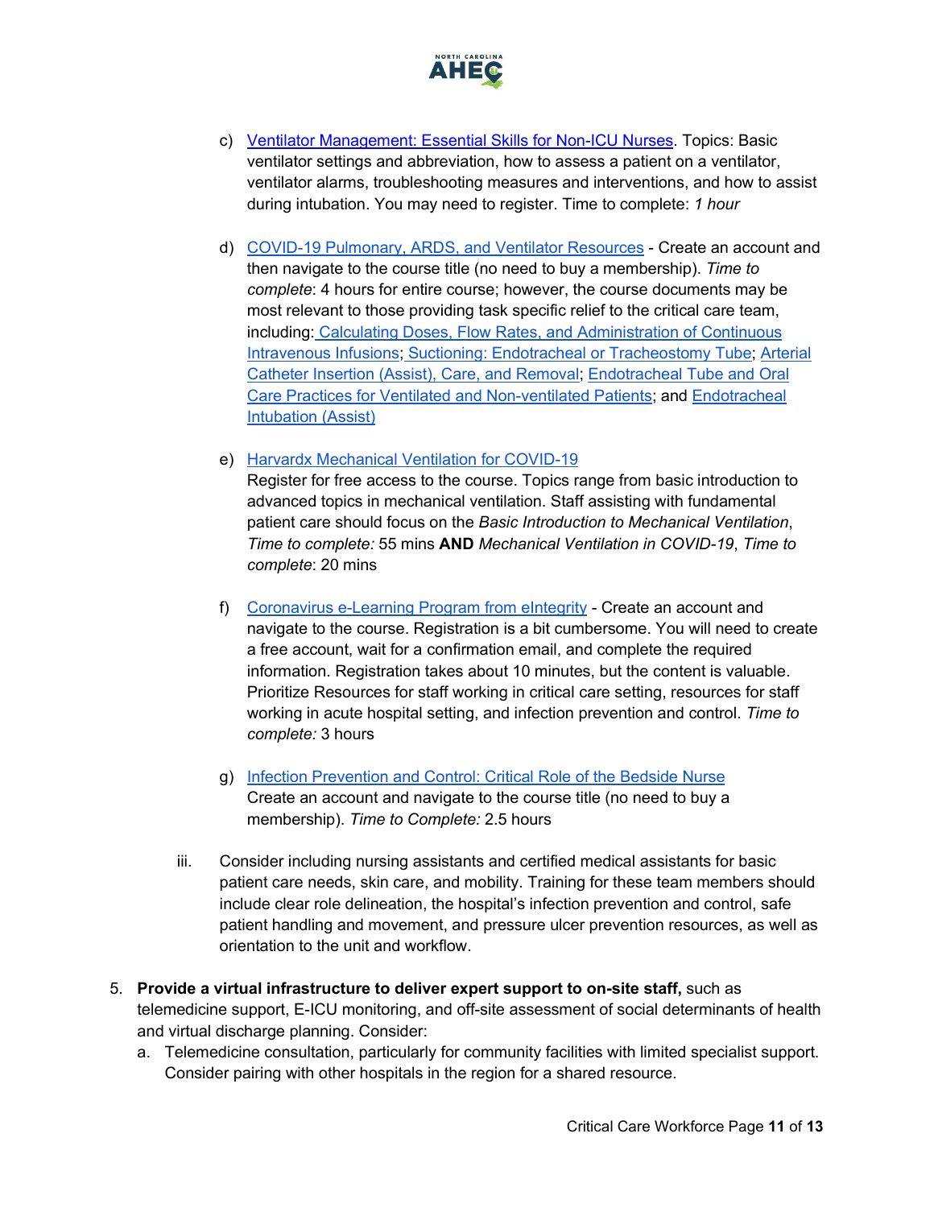c) Ventilator Management: Essential Skills for Non-ICU Nurses. Topics: Basic ventilator settings and abbreviation, how to assess a patient on a ventilator, ventilator alarms, troubleshooting measures and interventions, and how to assist during intubation. You may need to register. Time to complete: *1 hour*

d) COVID-19 Pulmonary, ARDS, and Ventilator Resources - Create an account and then navigate to the course title (no need to buy a membership). *Time to complete*: 4 hours for entire course; however, the course documents may be most relevant to those providing task specific relief to the critical care team, including: Calculating Doses, Flow Rates, and Administration of Continuous Intravenous Infusions; Suctioning: Endotracheal or Tracheostomy Tube; Arterial Catheter Insertion (Assist), Care, and Removal; Endotracheal Tube and Oral Care Practices for Ventilated and Non-ventilated Patients; and Endotracheal Intubation (Assist)

e) Harvardx Mechanical Ventilation for COVID-19
Register for free access to the course. Topics range from basic introduction to advanced topics in mechanical ventilation. Staff assisting with fundamental patient care should focus on the *Basic Introduction to Mechanical Ventilation*, *Time to complete:* 55 mins **AND** *Mechanical Ventilation in COVID-19*, *Time to complete*: 20 mins

f) Coronavirus e-Learning Program from eIntegrity - Create an account and navigate to the course. Registration is a bit cumbersome. You will need to create a free account, wait for a confirmation email, and complete the required information. Registration takes about 10 minutes, but the content is valuable. Prioritize Resources for staff working in critical care setting, resources for staff working in acute hospital setting, and infection prevention and control. *Time to complete:* 3 hours

g) Infection Prevention and Control: Critical Role of the Bedside Nurse
Create an account and navigate to the course title (no need to buy a membership). *Time to Complete:* 2.5 hours

iii. Consider including nursing assistants and certified medical assistants for basic patient care needs, skin care, and mobility. Training for these team members should include clear role delineation, the hospital's infection prevention and control, safe patient handling and movement, and pressure ulcer prevention resources, as well as orientation to the unit and workflow.

5. **Provide a virtual infrastructure to deliver expert support to on-site staff,** such as telemedicine support, E-ICU monitoring, and off-site assessment of social determinants of health and virtual discharge planning. Consider:
   a. Telemedicine consultation, particularly for community facilities with limited specialist support. Consider pairing with other hospitals in the region for a shared resource.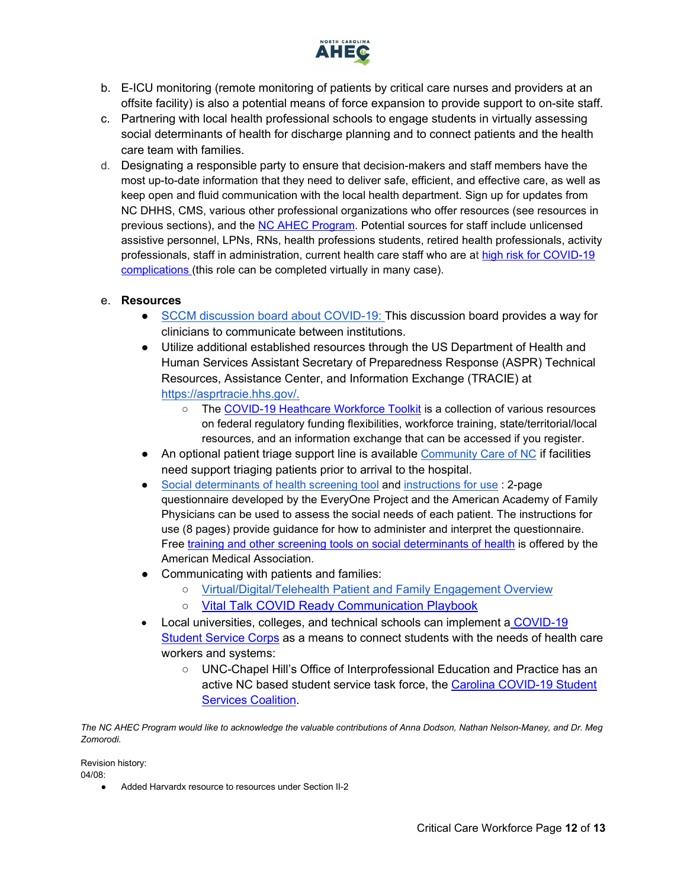b. E-ICU monitoring (remote monitoring of patients by critical care nurses and providers at an offsite facility) is also a potential means of force expansion to provide support to on-site staff.

c. Partnering with local health professional schools to engage students in virtually assessing social determinants of health for discharge planning and to connect patients and the health care team with families.

d. Designating a responsible party to ensure that decision-makers and staff members have the most up-to-date information that they need to deliver safe, efficient, and effective care, as well as keep open and fluid communication with the local health department. Sign up for updates from NC DHHS, CMS, various other professional organizations who offer resources (see resources in previous sections), and the NC AHEC Program. Potential sources for staff include unlicensed assistive personnel, LPNs, RNs, health professions students, retired health professionals, activity professionals, staff in administration, current health care staff who are at high risk for COVID-19 complications (this role can be completed virtually in many case).

e. **Resources**
   - SCCM discussion board about COVID-19: This discussion board provides a way for clinicians to communicate between institutions.
   - Utilize additional established resources through the US Department of Health and Human Services Assistant Secretary of Preparedness Response (ASPR) Technical Resources, Assistance Center, and Information Exchange (TRACIE) at https://asprtracie.hhs.gov/.
     - The COVID-19 Heathcare Workforce Toolkit is a collection of various resources on federal regulatory funding flexibilities, workforce training, state/territorial/local resources, and an information exchange that can be accessed if you register.
   - An optional patient triage support line is available Community Care of NC if facilities need support triaging patients prior to arrival to the hospital.
   - Social determinants of health screening tool and instructions for use : 2-page questionnaire developed by the EveryOne Project and the American Academy of Family Physicians can be used to assess the social needs of each patient. The instructions for use (8 pages) provide guidance for how to administer and interpret the questionnaire. Free training and other screening tools on social determinants of health is offered by the American Medical Association.
   - Communicating with patients and families:
     - Virtual/Digital/Telehealth Patient and Family Engagement Overview
     - Vital Talk COVID Ready Communication Playbook
   - Local universities, colleges, and technical schools can implement a COVID-19 Student Service Corps as a means to connect students with the needs of health care workers and systems:
     - UNC-Chapel Hill's Office of Interprofessional Education and Practice has an active NC based student service task force, the Carolina COVID-19 Student Services Coalition.

*The NC AHEC Program would like to acknowledge the valuable contributions of Anna Dodson, Nathan Nelson-Maney, and Dr. Meg Zomorodi.*

Revision history:
04/08:
- Added Harvardx resource to resources under Section II-2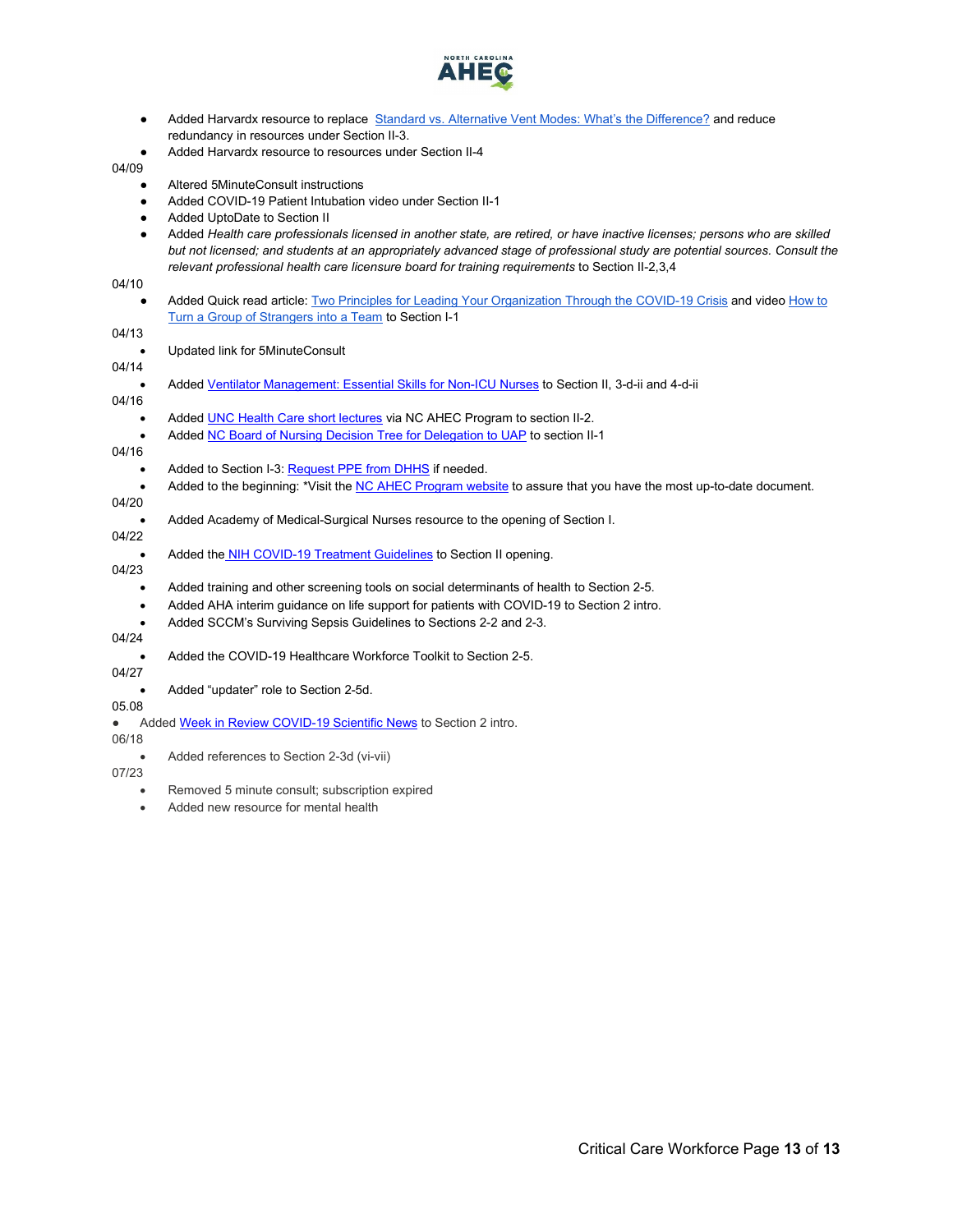- Added Harvardx resource to replace [Standard vs. Alternative Vent Modes: What's the Difference?] and reduce redundancy in resources under Section II-3.
- Added Harvardx resource to resources under Section II-4

04/09

- Altered 5MinuteConsult instructions
- Added COVID-19 Patient Intubation video under Section II-1
- Added UptoDate to Section II
- Added *Health care professionals licensed in another state, are retired, or have inactive licenses; persons who are skilled but not licensed; and students at an appropriately advanced stage of professional study are potential sources. Consult the relevant professional health care licensure board for training requirements* to Section II-2,3,4

04/10

- Added Quick read article: Two Principles for Leading Your Organization Through the COVID-19 Crisis and video How to Turn a Group of Strangers into a Team to Section I-1

04/13

- Updated link for 5MinuteConsult

04/14

- Added Ventilator Management: Essential Skills for Non-ICU Nurses to Section II, 3-d-ii and 4-d-ii

04/16

- Added UNC Health Care short lectures via NC AHEC Program to section II-2.
- Added NC Board of Nursing Decision Tree for Delegation to UAP to section II-1

04/16

- Added to Section I-3: Request PPE from DHHS if needed.
- Added to the beginning: *Visit the NC AHEC Program website to assure that you have the most up-to-date document.

04/20

- Added Academy of Medical-Surgical Nurses resource to the opening of Section I.

04/22

- Added the NIH COVID-19 Treatment Guidelines to Section II opening.

04/23

- Added training and other screening tools on social determinants of health to Section 2-5.
- Added AHA interim guidance on life support for patients with COVID-19 to Section 2 intro.
- Added SCCM's Surviving Sepsis Guidelines to Sections 2-2 and 2-3.

04/24

- Added the COVID-19 Healthcare Workforce Toolkit to Section 2-5.

04/27

- Added "updater" role to Section 2-5d.

05.08

- Added Week in Review COVID-19 Scientific News to Section 2 intro.

06/18

- Added references to Section 2-3d (vi-vii)

07/23

- Removed 5 minute consult; subscription expired
- Added new resource for mental health